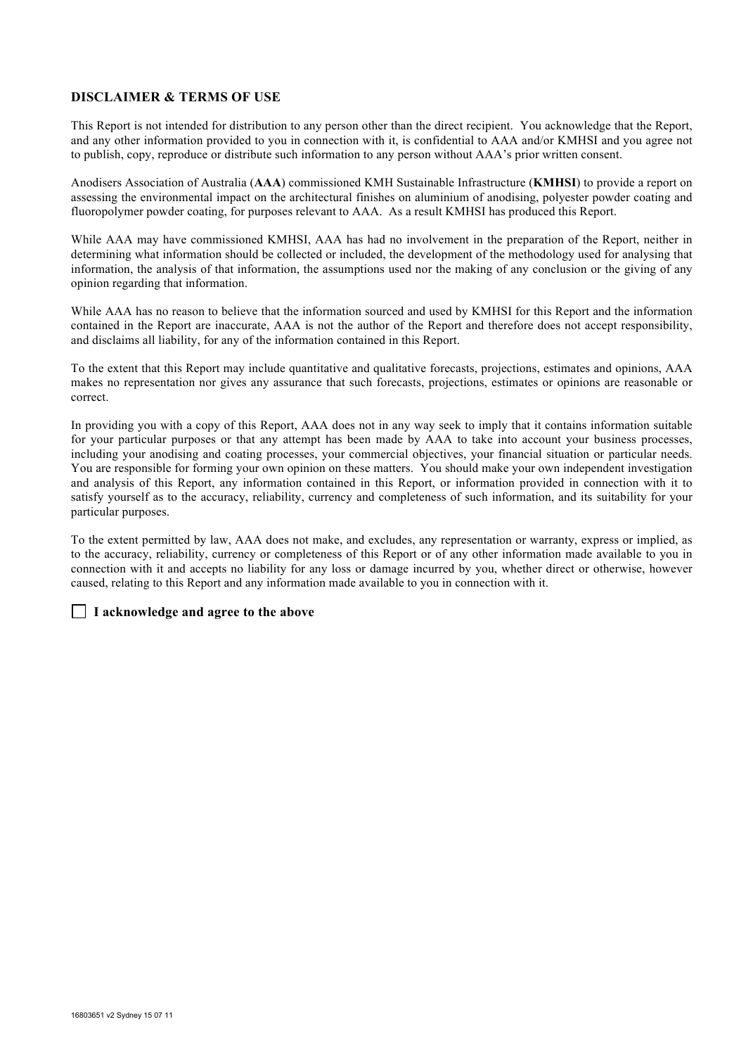## DISCLAIMER & TERMS OF USE

This Report is not intended for distribution to any person other than the direct recipient. You acknowledge that the Report, and any other information provided to you in connection with it, is confidential to AAA and/or KMHSI and you agree not to publish, copy, reproduce or distribute such information to any person without AAA's prior written consent.

Anodisers Association of Australia (**AAA**) commissioned KMH Sustainable Infrastructure (**KMHSI**) to provide a report on assessing the environmental impact on the architectural finishes on aluminium of anodising, polyester powder coating and fluoropolymer powder coating, for purposes relevant to AAA. As a result KMHSI has produced this Report.

While AAA may have commissioned KMHSI, AAA has had no involvement in the preparation of the Report, neither in determining what information should be collected or included, the development of the methodology used for analysing that information, the analysis of that information, the assumptions used nor the making of any conclusion or the giving of any opinion regarding that information.

While AAA has no reason to believe that the information sourced and used by KMHSI for this Report and the information contained in the Report are inaccurate, AAA is not the author of the Report and therefore does not accept responsibility, and disclaims all liability, for any of the information contained in this Report.

To the extent that this Report may include quantitative and qualitative forecasts, projections, estimates and opinions, AAA makes no representation nor gives any assurance that such forecasts, projections, estimates or opinions are reasonable or correct.

In providing you with a copy of this Report, AAA does not in any way seek to imply that it contains information suitable for your particular purposes or that any attempt has been made by AAA to take into account your business processes, including your anodising and coating processes, your commercial objectives, your financial situation or particular needs. You are responsible for forming your own opinion on these matters. You should make your own independent investigation and analysis of this Report, any information contained in this Report, or information provided in connection with it to satisfy yourself as to the accuracy, reliability, currency and completeness of such information, and its suitability for your particular purposes.

To the extent permitted by law, AAA does not make, and excludes, any representation or warranty, express or implied, as to the accuracy, reliability, currency or completeness of this Report or of any other information made available to you in connection with it and accepts no liability for any loss or damage incurred by you, whether direct or otherwise, however caused, relating to this Report and any information made available to you in connection with it.

☐ **I acknowledge and agree to the above**

16803651 v2 Sydney 15 07 11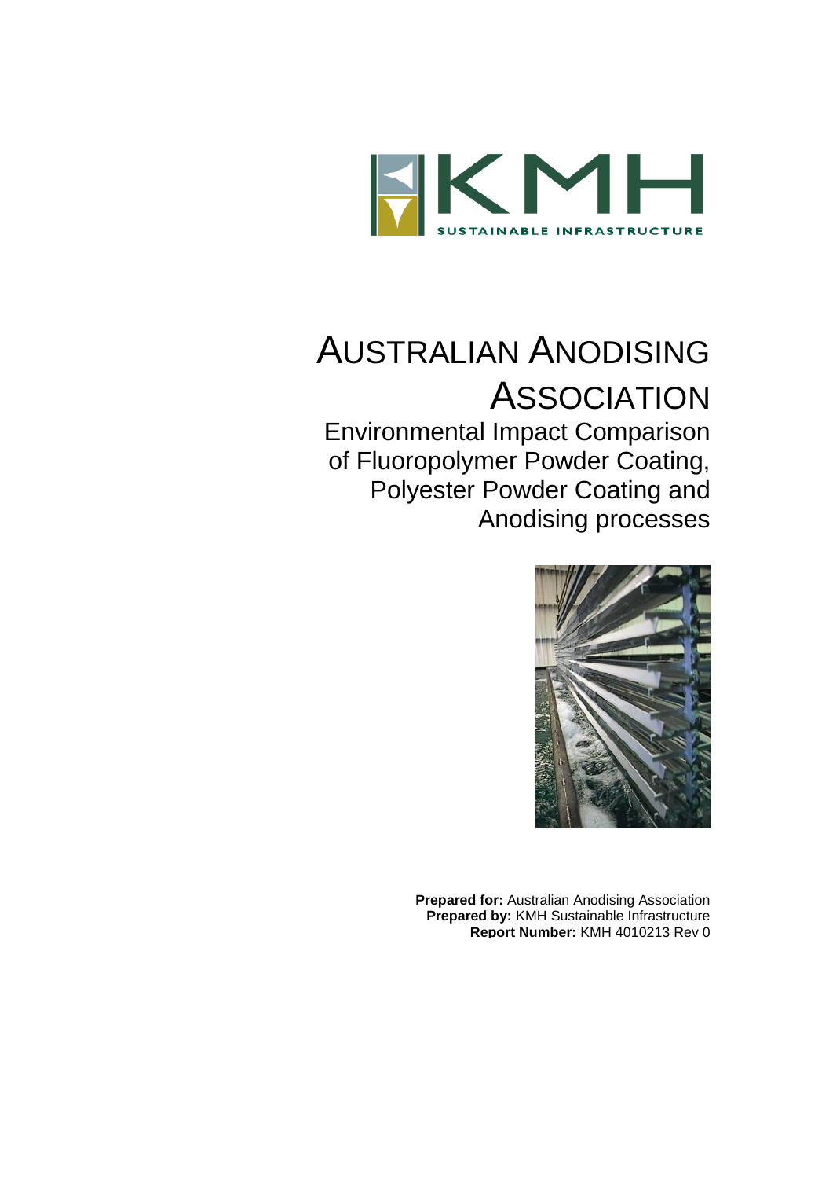# AUSTRALIAN ANODISING ASSOCIATION

## Environmental Impact Comparison of Fluoropolymer Powder Coating, Polyester Powder Coating and Anodising processes

**Prepared for:** Australian Anodising Association
**Prepared by:** KMH Sustainable Infrastructure
**Report Number:** KMH 4010213 Rev 0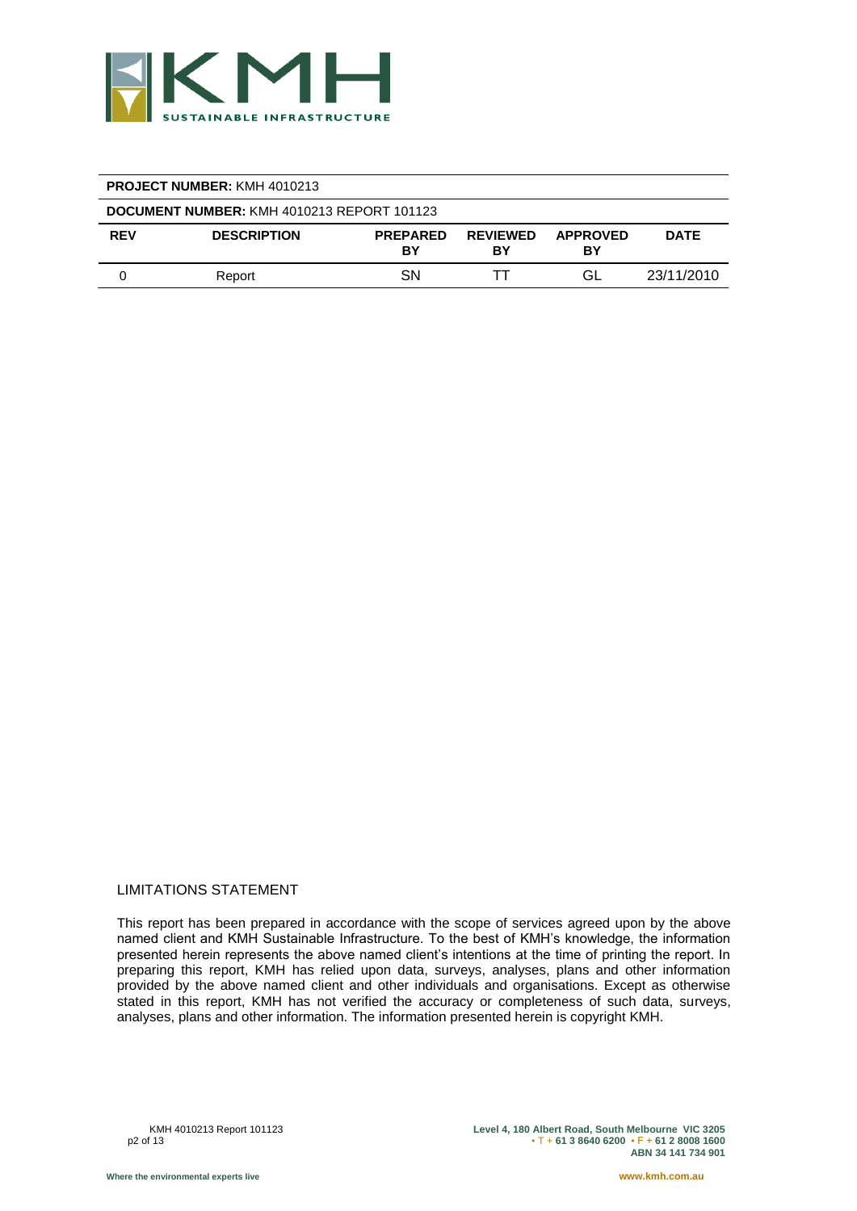| **PROJECT NUMBER:** KMH 4010213 | | | | | |
|---|---|---|---|---|---|
| **DOCUMENT NUMBER:** KMH 4010213 REPORT 101123 | | | | | |
| **REV** | **DESCRIPTION** | **PREPARED BY** | **REVIEWED BY** | **APPROVED BY** | **DATE** |
| 0 | Report | SN | TT | GL | 23/11/2010 |

LIMITATIONS STATEMENT

This report has been prepared in accordance with the scope of services agreed upon by the above named client and KMH Sustainable Infrastructure. To the best of KMH's knowledge, the information presented herein represents the above named client's intentions at the time of printing the report. In preparing this report, KMH has relied upon data, surveys, analyses, plans and other information provided by the above named client and other individuals and organisations. Except as otherwise stated in this report, KMH has not verified the accuracy or completeness of such data, surveys, analyses, plans and other information. The information presented herein is copyright KMH.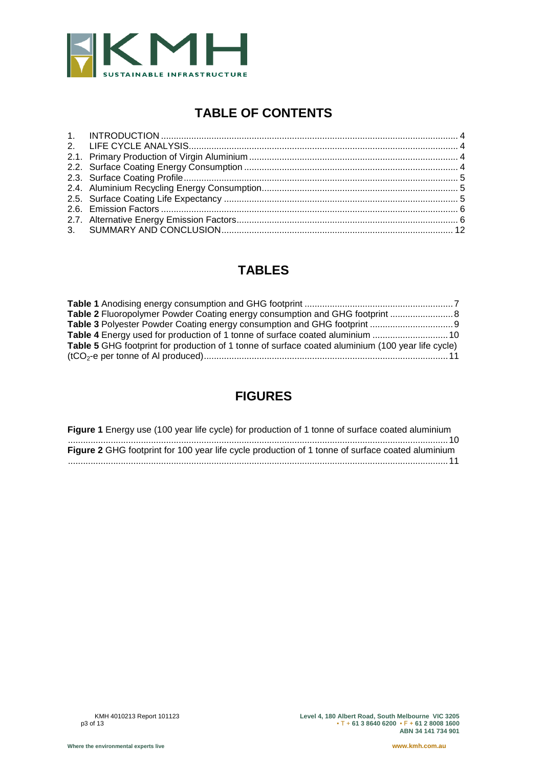# TABLE OF CONTENTS

1. INTRODUCTION .......... 4
2. LIFE CYCLE ANALYSIS .......... 4
2.1. Primary Production of Virgin Aluminium .......... 4
2.2. Surface Coating Energy Consumption .......... 4
2.3. Surface Coating Profile .......... 5
2.4. Aluminium Recycling Energy Consumption .......... 5
2.5. Surface Coating Life Expectancy .......... 5
2.6. Emission Factors .......... 6
2.7. Alternative Energy Emission Factors .......... 6
3. SUMMARY AND CONCLUSION .......... 12

# TABLES

**Table 1** Anodising energy consumption and GHG footprint .......... 7
**Table 2** Fluoropolymer Powder Coating energy consumption and GHG footprint .......... 8
**Table 3** Polyester Powder Coating energy consumption and GHG footprint .......... 9
**Table 4** Energy used for production of 1 tonne of surface coated aluminium .......... 10
**Table 5** GHG footprint for production of 1 tonne of surface coated aluminium (100 year life cycle) ($tCO_2$-e per tonne of Al produced) .......... 11

# FIGURES

**Figure 1** Energy use (100 year life cycle) for production of 1 tonne of surface coated aluminium .......... 10
**Figure 2** GHG footprint for 100 year life cycle production of 1 tonne of surface coated aluminium .......... 11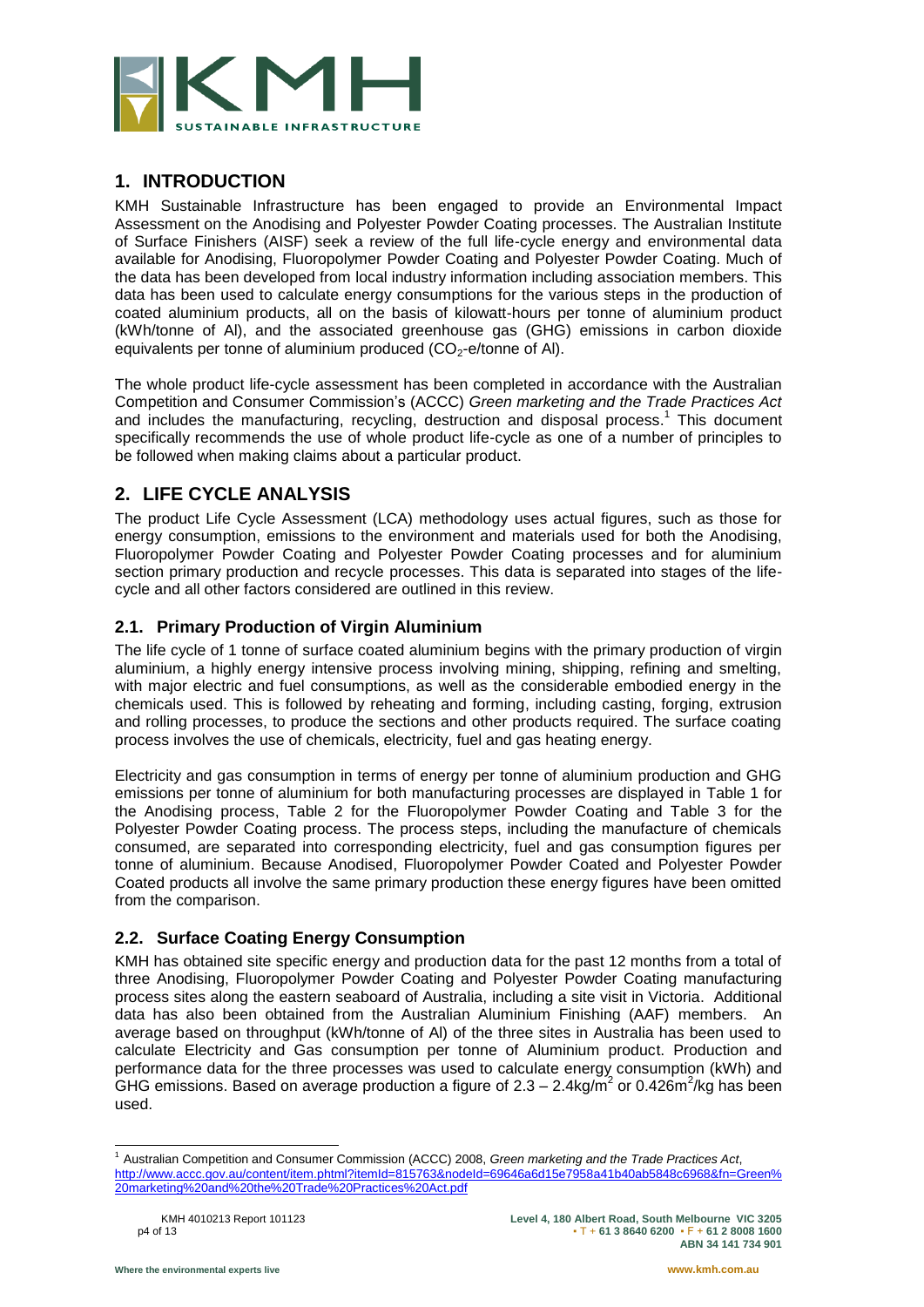## 1. INTRODUCTION

KMH Sustainable Infrastructure has been engaged to provide an Environmental Impact Assessment on the Anodising and Polyester Powder Coating processes. The Australian Institute of Surface Finishers (AISF) seek a review of the full life-cycle energy and environmental data available for Anodising, Fluoropolymer Powder Coating and Polyester Powder Coating. Much of the data has been developed from local industry information including association members. This data has been used to calculate energy consumptions for the various steps in the production of coated aluminium products, all on the basis of kilowatt-hours per tonne of aluminium product (kWh/tonne of Al), and the associated greenhouse gas (GHG) emissions in carbon dioxide equivalents per tonne of aluminium produced ($CO_2$-e/tonne of Al).

The whole product life-cycle assessment has been completed in accordance with the Australian Competition and Consumer Commission's (ACCC) *Green marketing and the Trade Practices Act* and includes the manufacturing, recycling, destruction and disposal process.[1] This document specifically recommends the use of whole product life-cycle as one of a number of principles to be followed when making claims about a particular product.

## 2. LIFE CYCLE ANALYSIS

The product Life Cycle Assessment (LCA) methodology uses actual figures, such as those for energy consumption, emissions to the environment and materials used for both the Anodising, Fluoropolymer Powder Coating and Polyester Powder Coating processes and for aluminium section primary production and recycle processes. This data is separated into stages of the life-cycle and all other factors considered are outlined in this review.

### 2.1. Primary Production of Virgin Aluminium

The life cycle of 1 tonne of surface coated aluminium begins with the primary production of virgin aluminium, a highly energy intensive process involving mining, shipping, refining and smelting, with major electric and fuel consumptions, as well as the considerable embodied energy in the chemicals used. This is followed by reheating and forming, including casting, forging, extrusion and rolling processes, to produce the sections and other products required. The surface coating process involves the use of chemicals, electricity, fuel and gas heating energy.

Electricity and gas consumption in terms of energy per tonne of aluminium production and GHG emissions per tonne of aluminium for both manufacturing processes are displayed in Table 1 for the Anodising process, Table 2 for the Fluoropolymer Powder Coating and Table 3 for the Polyester Powder Coating process. The process steps, including the manufacture of chemicals consumed, are separated into corresponding electricity, fuel and gas consumption figures per tonne of aluminium. Because Anodised, Fluoropolymer Powder Coated and Polyester Powder Coated products all involve the same primary production these energy figures have been omitted from the comparison.

### 2.2. Surface Coating Energy Consumption

KMH has obtained site specific energy and production data for the past 12 months from a total of three Anodising, Fluoropolymer Powder Coating and Polyester Powder Coating manufacturing process sites along the eastern seaboard of Australia, including a site visit in Victoria. Additional data has also been obtained from the Australian Aluminium Finishing (AAF) members. An average based on throughput (kWh/tonne of Al) of the three sites in Australia has been used to calculate Electricity and Gas consumption per tonne of Aluminium product. Production and performance data for the three processes was used to calculate energy consumption (kWh) and GHG emissions. Based on average production a figure of 2.3 – 2.4kg/$m^2$ or 0.426$m^2$/kg has been used.

---

[1] Australian Competition and Consumer Commission (ACCC) 2008, *Green marketing and the Trade Practices Act*, http://www.accc.gov.au/content/item.phtml?itemId=815763&nodeId=69646a6d15e7958a41b40ab5848c6968&fn=Green%20marketing%20and%20the%20Trade%20Practices%20Act.pdf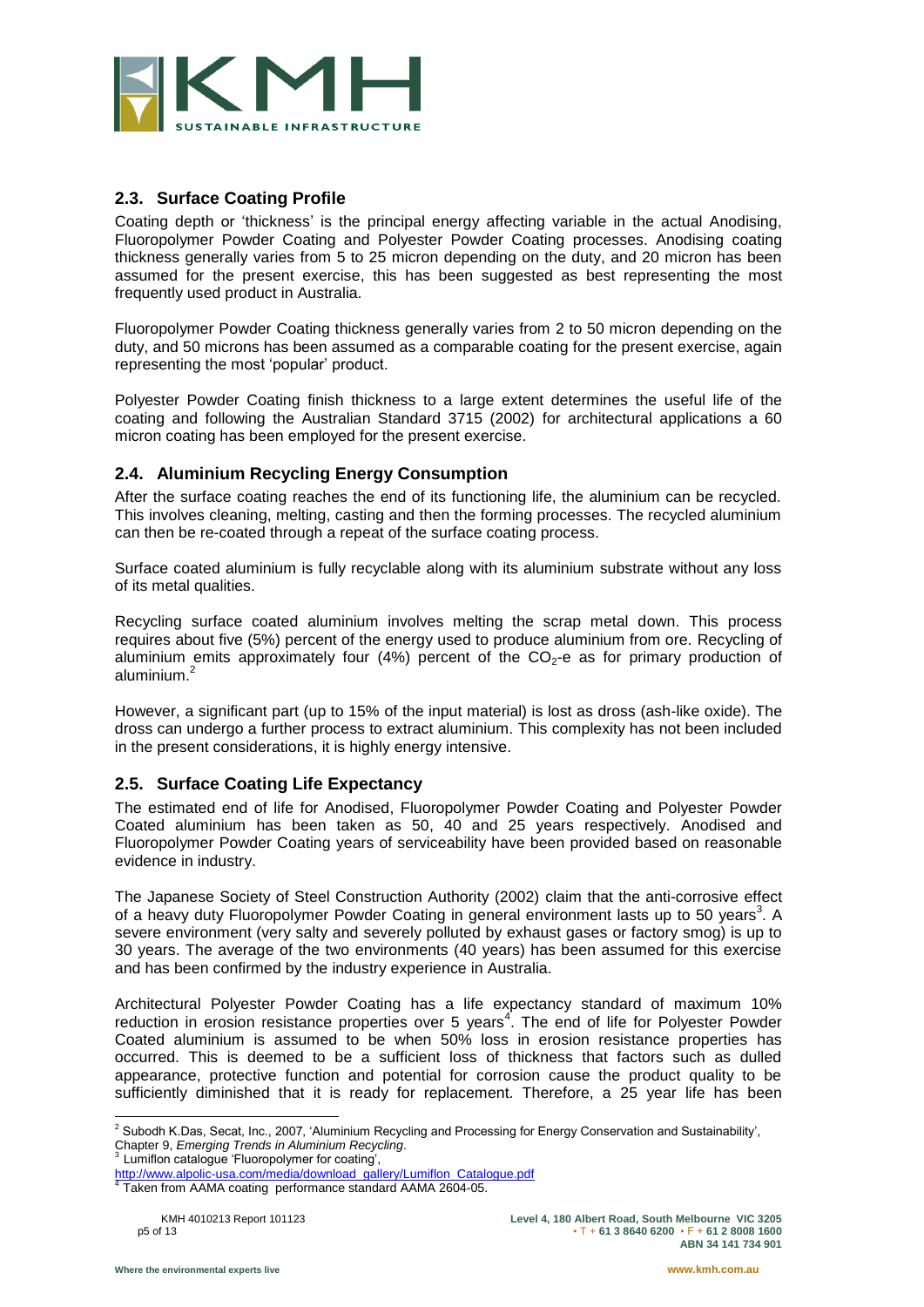## 2.3. Surface Coating Profile

Coating depth or 'thickness' is the principal energy affecting variable in the actual Anodising, Fluoropolymer Powder Coating and Polyester Powder Coating processes. Anodising coating thickness generally varies from 5 to 25 micron depending on the duty, and 20 micron has been assumed for the present exercise, this has been suggested as best representing the most frequently used product in Australia.

Fluoropolymer Powder Coating thickness generally varies from 2 to 50 micron depending on the duty, and 50 microns has been assumed as a comparable coating for the present exercise, again representing the most 'popular' product.

Polyester Powder Coating finish thickness to a large extent determines the useful life of the coating and following the Australian Standard 3715 (2002) for architectural applications a 60 micron coating has been employed for the present exercise.

## 2.4. Aluminium Recycling Energy Consumption

After the surface coating reaches the end of its functioning life, the aluminium can be recycled. This involves cleaning, melting, casting and then the forming processes. The recycled aluminium can then be re-coated through a repeat of the surface coating process.

Surface coated aluminium is fully recyclable along with its aluminium substrate without any loss of its metal qualities.

Recycling surface coated aluminium involves melting the scrap metal down. This process requires about five (5%) percent of the energy used to produce aluminium from ore. Recycling of aluminium emits approximately four (4%) percent of the $CO_2$-e as for primary production of aluminium.[2]

However, a significant part (up to 15% of the input material) is lost as dross (ash-like oxide). The dross can undergo a further process to extract aluminium. This complexity has not been included in the present considerations, it is highly energy intensive.

## 2.5. Surface Coating Life Expectancy

The estimated end of life for Anodised, Fluoropolymer Powder Coating and Polyester Powder Coated aluminium has been taken as 50, 40 and 25 years respectively. Anodised and Fluoropolymer Powder Coating years of serviceability have been provided based on reasonable evidence in industry.

The Japanese Society of Steel Construction Authority (2002) claim that the anti-corrosive effect of a heavy duty Fluoropolymer Powder Coating in general environment lasts up to 50 years[3]. A severe environment (very salty and severely polluted by exhaust gases or factory smog) is up to 30 years. The average of the two environments (40 years) has been assumed for this exercise and has been confirmed by the industry experience in Australia.

Architectural Polyester Powder Coating has a life expectancy standard of maximum 10% reduction in erosion resistance properties over 5 years[4]. The end of life for Polyester Powder Coated aluminium is assumed to be when 50% loss in erosion resistance properties has occurred. This is deemed to be a sufficient loss of thickness that factors such as dulled appearance, protective function and potential for corrosion cause the product quality to be sufficiently diminished that it is ready for replacement. Therefore, a 25 year life has been

---

[2] Subodh K.Das, Secat, Inc., 2007, 'Aluminium Recycling and Processing for Energy Conservation and Sustainability', Chapter 9, *Emerging Trends in Aluminium Recycling*.

[3] Lumiflon catalogue 'Fluoropolymer for coating', http://www.alpolic-usa.com/media/download_gallery/Lumiflon_Catalogue.pdf

[4] Taken from AAMA coating performance standard AAMA 2604-05.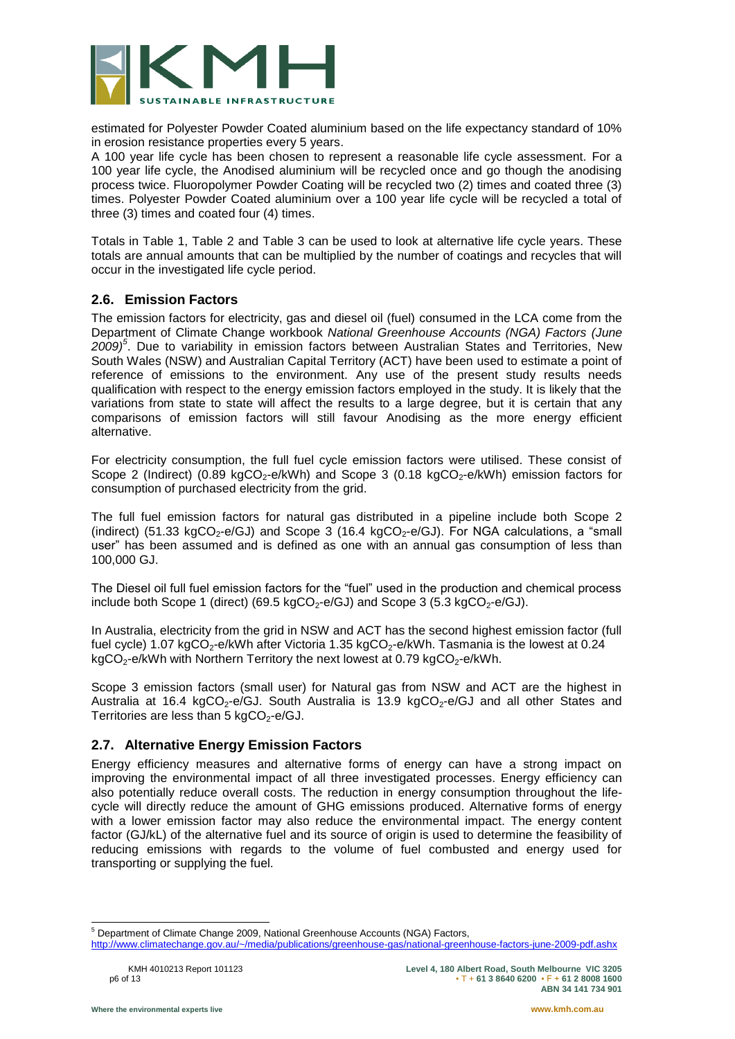estimated for Polyester Powder Coated aluminium based on the life expectancy standard of 10% in erosion resistance properties every 5 years.

A 100 year life cycle has been chosen to represent a reasonable life cycle assessment. For a 100 year life cycle, the Anodised aluminium will be recycled once and go though the anodising process twice. Fluoropolymer Powder Coating will be recycled two (2) times and coated three (3) times. Polyester Powder Coated aluminium over a 100 year life cycle will be recycled a total of three (3) times and coated four (4) times.

Totals in Table 1, Table 2 and Table 3 can be used to look at alternative life cycle years. These totals are annual amounts that can be multiplied by the number of coatings and recycles that will occur in the investigated life cycle period.

## 2.6. Emission Factors

The emission factors for electricity, gas and diesel oil (fuel) consumed in the LCA come from the Department of Climate Change workbook *National Greenhouse Accounts (NGA) Factors (June 2009)*[5]. Due to variability in emission factors between Australian States and Territories, New South Wales (NSW) and Australian Capital Territory (ACT) have been used to estimate a point of reference of emissions to the environment. Any use of the present study results needs qualification with respect to the energy emission factors employed in the study. It is likely that the variations from state to state will affect the results to a large degree, but it is certain that any comparisons of emission factors will still favour Anodising as the more energy efficient alternative.

For electricity consumption, the full fuel cycle emission factors were utilised. These consist of Scope 2 (Indirect) (0.89 kg$CO_2$-e/kWh) and Scope 3 (0.18 kg$CO_2$-e/kWh) emission factors for consumption of purchased electricity from the grid.

The full fuel emission factors for natural gas distributed in a pipeline include both Scope 2 (indirect) (51.33 kg$CO_2$-e/GJ) and Scope 3 (16.4 kg$CO_2$-e/GJ). For NGA calculations, a "small user" has been assumed and is defined as one with an annual gas consumption of less than 100,000 GJ.

The Diesel oil full fuel emission factors for the "fuel" used in the production and chemical process include both Scope 1 (direct) (69.5 kg$CO_2$-e/GJ) and Scope 3 (5.3 kg$CO_2$-e/GJ).

In Australia, electricity from the grid in NSW and ACT has the second highest emission factor (full fuel cycle) 1.07 kg$CO_2$-e/kWh after Victoria 1.35 kg$CO_2$-e/kWh. Tasmania is the lowest at 0.24 kg$CO_2$-e/kWh with Northern Territory the next lowest at 0.79 kg$CO_2$-e/kWh.

Scope 3 emission factors (small user) for Natural gas from NSW and ACT are the highest in Australia at 16.4 kg$CO_2$-e/GJ. South Australia is 13.9 kg$CO_2$-e/GJ and all other States and Territories are less than 5 kg$CO_2$-e/GJ.

## 2.7. Alternative Energy Emission Factors

Energy efficiency measures and alternative forms of energy can have a strong impact on improving the environmental impact of all three investigated processes. Energy efficiency can also potentially reduce overall costs. The reduction in energy consumption throughout the life-cycle will directly reduce the amount of GHG emissions produced. Alternative forms of energy with a lower emission factor may also reduce the environmental impact. The energy content factor (GJ/kL) of the alternative fuel and its source of origin is used to determine the feasibility of reducing emissions with regards to the volume of fuel combusted and energy used for transporting or supplying the fuel.

[5] Department of Climate Change 2009, National Greenhouse Accounts (NGA) Factors, http://www.climatechange.gov.au/~/media/publications/greenhouse-gas/national-greenhouse-factors-june-2009-pdf.ashx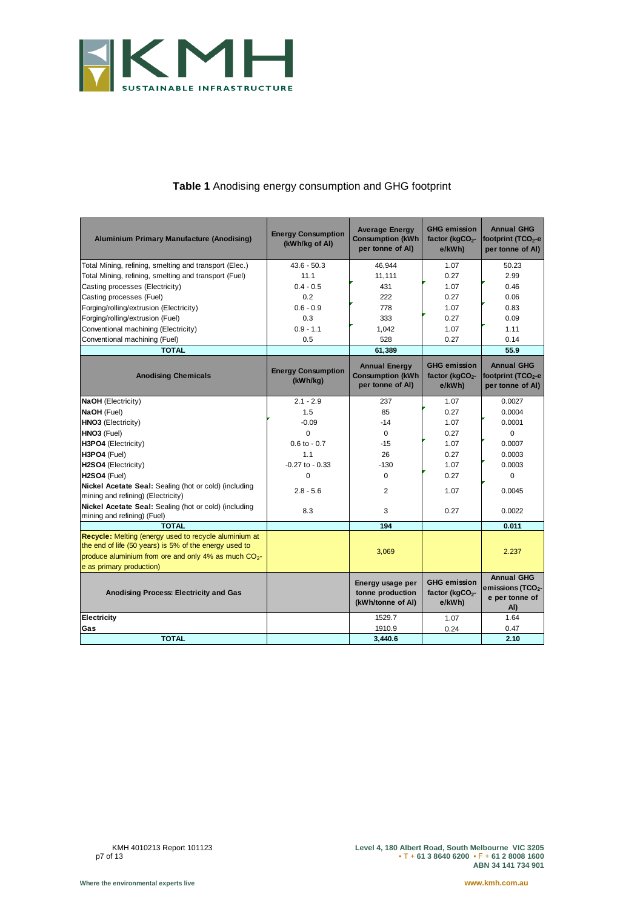**Table 1** Anodising energy consumption and GHG footprint

| Aluminium Primary Manufacture (Anodising) | Energy Consumption (kWh/kg of Al) | Average Energy Consumption (kWh per tonne of Al) | GHG emission factor (kg$CO_2$-e/kWh) | Annual GHG footprint (T$CO_2$-e per tonne of Al) |
|---|---|---|---|---|
| Total Mining, refining, smelting and transport (Elec.) | 43.6 - 50.3 | 46,944 | 1.07 | 50.23 |
| Total Mining, refining, smelting and transport (Fuel) | 11.1 | 11,111 | 0.27 | 2.99 |
| Casting processes (Electricity) | 0.4 - 0.5 | 431 | 1.07 | 0.46 |
| Casting processes (Fuel) | 0.2 | 222 | 0.27 | 0.06 |
| Forging/rolling/extrusion (Electricity) | 0.6 - 0.9 | 778 | 1.07 | 0.83 |
| Forging/rolling/extrusion (Fuel) | 0.3 | 333 | 0.27 | 0.09 |
| Conventional machining (Electricity) | 0.9 - 1.1 | 1,042 | 1.07 | 1.11 |
| Conventional machining (Fuel) | 0.5 | 528 | 0.27 | 0.14 |
| **TOTAL** | | **61,389** | | **55.9** |
| **Anodising Chemicals** | **Energy Consumption (kWh/kg)** | **Annual Energy Consumption (kWh per tonne of Al)** | **GHG emission factor (kg$CO_2$-e/kWh)** | **Annual GHG footprint (T$CO_2$-e per tonne of Al)** |
| **NaOH** (Electricity) | 2.1 - 2.9 | 237 | 1.07 | 0.0027 |
| **NaOH** (Fuel) | 1.5 | 85 | 0.27 | 0.0004 |
| **HNO3** (Electricity) | -0.09 | -14 | 1.07 | 0.0001 |
| **HNO3** (Fuel) | 0 | 0 | 0.27 | 0 |
| **H3PO4** (Electricity) | 0.6 to - 0.7 | -15 | 1.07 | 0.0007 |
| **H3PO4** (Fuel) | 1.1 | 26 | 0.27 | 0.0003 |
| **H2SO4** (Electricity) | -0.27 to - 0.33 | -130 | 1.07 | 0.0003 |
| **H2SO4** (Fuel) | 0 | 0 | 0.27 | 0 |
| **Nickel Acetate Seal:** Sealing (hot or cold) (including mining and refining) (Electricity) | 2.8 - 5.6 | 2 | 1.07 | 0.0045 |
| **Nickel Acetate Seal:** Sealing (hot or cold) (including mining and refining) (Fuel) | 8.3 | 3 | 0.27 | 0.0022 |
| **TOTAL** | | **194** | | **0.011** |
| **Recycle:** Melting (energy used to recycle aluminium at the end of life (50 years) is 5% of the energy used to produce aluminium from ore and only 4% as much $CO_2$-e as primary production) | | 3,069 | | 2.237 |
| **Anodising Process: Electricity and Gas** | | **Energy usage per tonne production (kWh/tonne of Al)** | **GHG emission factor (kg$CO_2$-e/kWh)** | **Annual GHG emissions (T$CO_2$-e per tonne of Al)** |
| **Electricity** | | 1529.7 | 1.07 | 1.64 |
| **Gas** | | 1910.9 | 0.24 | 0.47 |
| **TOTAL** | | **3,440.6** | | **2.10** |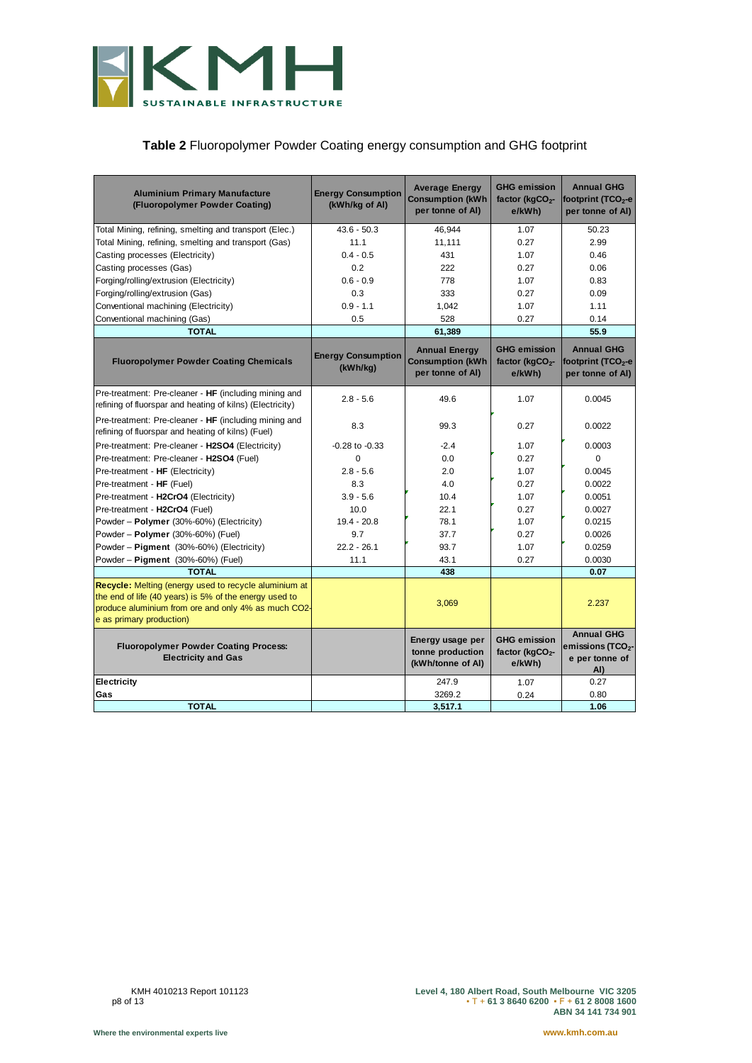**Table 2** Fluoropolymer Powder Coating energy consumption and GHG footprint

| Aluminium Primary Manufacture (Fluoropolymer Powder Coating) | Energy Consumption (kWh/kg of Al) | Average Energy Consumption (kWh per tonne of Al) | GHG emission factor ($kgCO_2$-e/kWh) | Annual GHG footprint ($TCO_2$-e per tonne of Al) |
|---|---|---|---|---|
| Total Mining, refining, smelting and transport (Elec.) | 43.6 - 50.3 | 46,944 | 1.07 | 50.23 |
| Total Mining, refining, smelting and transport (Gas) | 11.1 | 11,111 | 0.27 | 2.99 |
| Casting processes (Electricity) | 0.4 - 0.5 | 431 | 1.07 | 0.46 |
| Casting processes (Gas) | 0.2 | 222 | 0.27 | 0.06 |
| Forging/rolling/extrusion (Electricity) | 0.6 - 0.9 | 778 | 1.07 | 0.83 |
| Forging/rolling/extrusion (Gas) | 0.3 | 333 | 0.27 | 0.09 |
| Conventional machining (Electricity) | 0.9 - 1.1 | 1,042 | 1.07 | 1.11 |
| Conventional machining (Gas) | 0.5 | 528 | 0.27 | 0.14 |
| **TOTAL** | | **61,389** | | **55.9** |
| **Fluoropolymer Powder Coating Chemicals** | **Energy Consumption (kWh/kg)** | **Annual Energy Consumption (kWh per tonne of Al)** | **GHG emission factor ($kgCO_2$-e/kWh)** | **Annual GHG footprint ($TCO_2$-e per tonne of Al)** |
| Pre-treatment: Pre-cleaner - **HF** (including mining and refining of fluorspar and heating of kilns) (Electricity) | 2.8 - 5.6 | 49.6 | 1.07 | 0.0045 |
| Pre-treatment: Pre-cleaner - **HF** (including mining and refining of fluorspar and heating of kilns) (Fuel) | 8.3 | 99.3 | 0.27 | 0.0022 |
| Pre-treatment: Pre-cleaner - **H2SO4** (Electricity) | -0.28 to -0.33 | -2.4 | 1.07 | 0.0003 |
| Pre-treatment: Pre-cleaner - **H2SO4** (Fuel) | 0 | 0.0 | 0.27 | 0 |
| Pre-treatment - **HF** (Electricity) | 2.8 - 5.6 | 2.0 | 1.07 | 0.0045 |
| Pre-treatment - **HF** (Fuel) | 8.3 | 4.0 | 0.27 | 0.0022 |
| Pre-treatment - **H2CrO4** (Electricity) | 3.9 - 5.6 | 10.4 | 1.07 | 0.0051 |
| Pre-treatment - **H2CrO4** (Fuel) | 10.0 | 22.1 | 0.27 | 0.0027 |
| Powder – **Polymer** (30%-60%) (Electricity) | 19.4 - 20.8 | 78.1 | 1.07 | 0.0215 |
| Powder – **Polymer** (30%-60%) (Fuel) | 9.7 | 37.7 | 0.27 | 0.0026 |
| Powder – **Pigment** (30%-60%) (Electricity) | 22.2 - 26.1 | 93.7 | 1.07 | 0.0259 |
| Powder – **Pigment** (30%-60%) (Fuel) | 11.1 | 43.1 | 0.27 | 0.0030 |
| **TOTAL** | | **438** | | **0.07** |
| **Recycle:** Melting (energy used to recycle aluminium at the end of life (40 years) is 5% of the energy used to produce aluminium from ore and only 4% as much CO2-e as primary production) | | 3,069 | | 2.237 |
| **Fluoropolymer Powder Coating Process: Electricity and Gas** | | **Energy usage per tonne production (kWh/tonne of Al)** | **GHG emission factor ($kgCO_2$-e/kWh)** | **Annual GHG emissions ($TCO_2$-e per tonne of Al)** |
| **Electricity** | | 247.9 | 1.07 | 0.27 |
| **Gas** | | 3269.2 | 0.24 | 0.80 |
| **TOTAL** | | **3,517.1** | | **1.06** |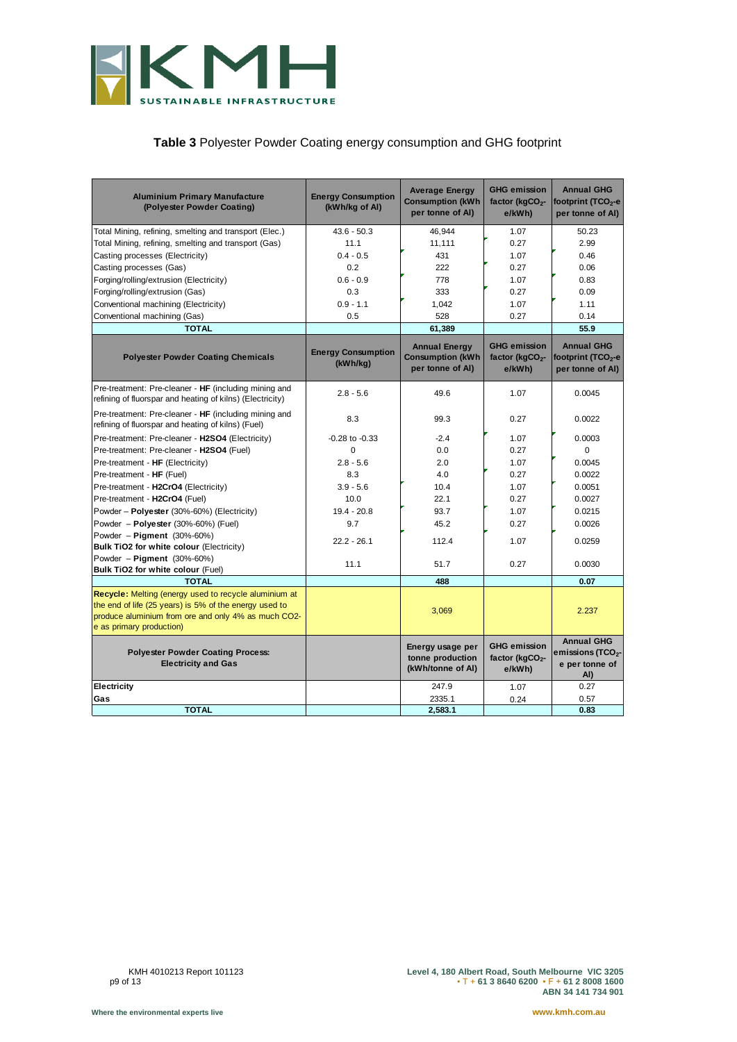**Table 3** Polyester Powder Coating energy consumption and GHG footprint

| Aluminium Primary Manufacture (Polyester Powder Coating) | Energy Consumption (kWh/kg of Al) | Average Energy Consumption (kWh per tonne of Al) | GHG emission factor ($kgCO_2$-e/kWh) | Annual GHG footprint ($TCO_2$-e per tonne of Al) |
|---|---|---|---|---|
| Total Mining, refining, smelting and transport (Elec.) | 43.6 - 50.3 | 46,944 | 1.07 | 50.23 |
| Total Mining, refining, smelting and transport (Gas) | 11.1 | 11,111 | 0.27 | 2.99 |
| Casting processes (Electricity) | 0.4 - 0.5 | 431 | 1.07 | 0.46 |
| Casting processes (Gas) | 0.2 | 222 | 0.27 | 0.06 |
| Forging/rolling/extrusion (Electricity) | 0.6 - 0.9 | 778 | 1.07 | 0.83 |
| Forging/rolling/extrusion (Gas) | 0.3 | 333 | 0.27 | 0.09 |
| Conventional machining (Electricity) | 0.9 - 1.1 | 1,042 | 1.07 | 1.11 |
| Conventional machining (Gas) | 0.5 | 528 | 0.27 | 0.14 |
| **TOTAL** | | **61,389** | | **55.9** |
| **Polyester Powder Coating Chemicals** | **Energy Consumption (kWh/kg)** | **Annual Energy Consumption (kWh per tonne of Al)** | **GHG emission factor ($kgCO_2$-e/kWh)** | **Annual GHG footprint ($TCO_2$-e per tonne of Al)** |
| Pre-treatment: Pre-cleaner - **HF** (including mining and refining of fluorspar and heating of kilns) (Electricity) | 2.8 - 5.6 | 49.6 | 1.07 | 0.0045 |
| Pre-treatment: Pre-cleaner - **HF** (including mining and refining of fluorspar and heating of kilns) (Fuel) | 8.3 | 99.3 | 0.27 | 0.0022 |
| Pre-treatment: Pre-cleaner - **H2SO4** (Electricity) | -0.28 to -0.33 | -2.4 | 1.07 | 0.0003 |
| Pre-treatment: Pre-cleaner - **H2SO4** (Fuel) | 0 | 0.0 | 0.27 | 0 |
| Pre-treatment - **HF** (Electricity) | 2.8 - 5.6 | 2.0 | 1.07 | 0.0045 |
| Pre-treatment - **HF** (Fuel) | 8.3 | 4.0 | 0.27 | 0.0022 |
| Pre-treatment - **H2CrO4** (Electricity) | 3.9 - 5.6 | 10.4 | 1.07 | 0.0051 |
| Pre-treatment - **H2CrO4** (Fuel) | 10.0 | 22.1 | 0.27 | 0.0027 |
| Powder – **Polyester** (30%-60%) (Electricity) | 19.4 - 20.8 | 93.7 | 1.07 | 0.0215 |
| Powder – **Polyester** (30%-60%) (Fuel) | 9.7 | 45.2 | 0.27 | 0.0026 |
| Powder – **Pigment** (30%-60%) **Bulk TiO2 for white colour** (Electricity) | 22.2 - 26.1 | 112.4 | 1.07 | 0.0259 |
| Powder – **Pigment** (30%-60%) **Bulk TiO2 for white colour** (Fuel) | 11.1 | 51.7 | 0.27 | 0.0030 |
| **TOTAL** | | **488** | | **0.07** |
| **Recycle:** Melting (energy used to recycle aluminium at the end of life (25 years) is 5% of the energy used to produce aluminium from ore and only 4% as much CO2-e as primary production) | | 3,069 | | 2.237 |
| **Polyester Powder Coating Process: Electricity and Gas** | | **Energy usage per tonne production (kWh/tonne of Al)** | **GHG emission factor ($kgCO_2$-e/kWh)** | **Annual GHG emissions ($TCO_2$-e per tonne of Al)** |
| **Electricity** | | 247.9 | 1.07 | 0.27 |
| **Gas** | | 2335.1 | 0.24 | 0.57 |
| **TOTAL** | | **2,583.1** | | **0.83** |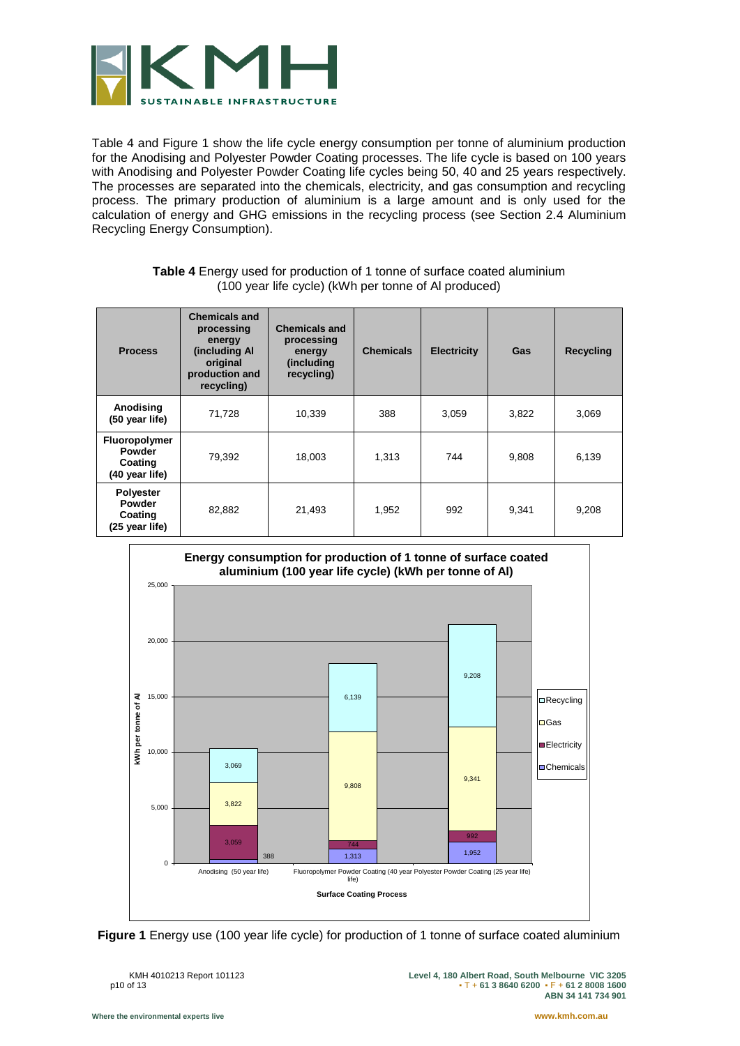Table 4 and Figure 1 show the life cycle energy consumption per tonne of aluminium production for the Anodising and Polyester Powder Coating processes. The life cycle is based on 100 years with Anodising and Polyester Powder Coating life cycles being 50, 40 and 25 years respectively. The processes are separated into the chemicals, electricity, and gas consumption and recycling process. The primary production of aluminium is a large amount and is only used for the calculation of energy and GHG emissions in the recycling process (see Section 2.4 Aluminium Recycling Energy Consumption).

**Table 4** Energy used for production of 1 tonne of surface coated aluminium (100 year life cycle) (kWh per tonne of Al produced)

| Process | Chemicals and processing energy (including Al original production and recycling) | Chemicals and processing energy (including recycling) | Chemicals | Electricity | Gas | Recycling |
|---|---|---|---|---|---|---|
| Anodising (50 year life) | 71,728 | 10,339 | 388 | 3,059 | 3,822 | 3,069 |
| Fluoropolymer Powder Coating (40 year life) | 79,392 | 18,003 | 1,313 | 744 | 9,808 | 6,139 |
| Polyester Powder Coating (25 year life) | 82,882 | 21,493 | 1,952 | 992 | 9,341 | 9,208 |

**Figure 1** Energy use (100 year life cycle) for production of 1 tonne of surface coated aluminium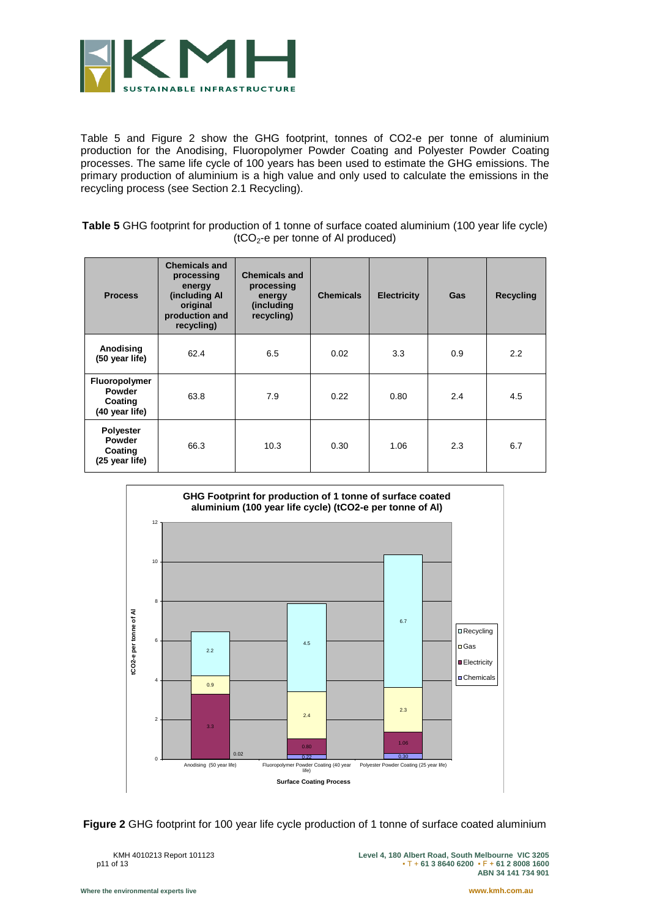Table 5 and Figure 2 show the GHG footprint, tonnes of CO2-e per tonne of aluminium production for the Anodising, Fluoropolymer Powder Coating and Polyester Powder Coating processes. The same life cycle of 100 years has been used to estimate the GHG emissions. The primary production of aluminium is a high value and only used to calculate the emissions in the recycling process (see Section 2.1 Recycling).

**Table 5** GHG footprint for production of 1 tonne of surface coated aluminium (100 year life cycle) ($tCO_2$-e per tonne of Al produced)

| Process | Chemicals and processing energy (including Al original production and recycling) | Chemicals and processing energy (including recycling) | Chemicals | Electricity | Gas | Recycling |
|---|---|---|---|---|---|---|
| **Anodising (50 year life)** | 62.4 | 6.5 | 0.02 | 3.3 | 0.9 | 2.2 |
| **Fluoropolymer Powder Coating (40 year life)** | 63.8 | 7.9 | 0.22 | 0.80 | 2.4 | 4.5 |
| **Polyester Powder Coating (25 year life)** | 66.3 | 10.3 | 0.30 | 1.06 | 2.3 | 6.7 |

**Figure 2** GHG footprint for 100 year life cycle production of 1 tonne of surface coated aluminium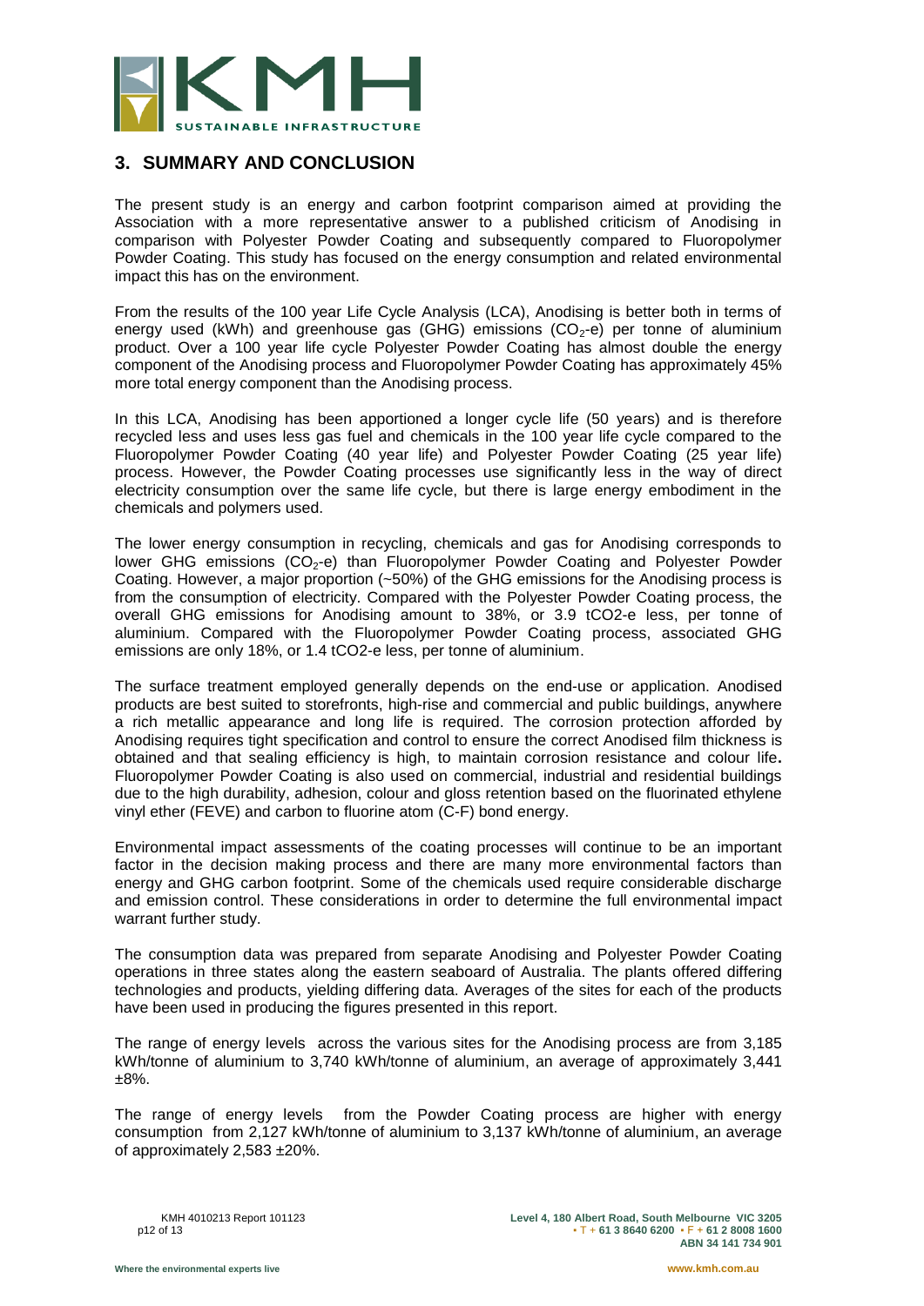## 3. SUMMARY AND CONCLUSION

The present study is an energy and carbon footprint comparison aimed at providing the Association with a more representative answer to a published criticism of Anodising in comparison with Polyester Powder Coating and subsequently compared to Fluoropolymer Powder Coating. This study has focused on the energy consumption and related environmental impact this has on the environment.

From the results of the 100 year Life Cycle Analysis (LCA), Anodising is better both in terms of energy used (kWh) and greenhouse gas (GHG) emissions ($CO_2$-e) per tonne of aluminium product. Over a 100 year life cycle Polyester Powder Coating has almost double the energy component of the Anodising process and Fluoropolymer Powder Coating has approximately 45% more total energy component than the Anodising process.

In this LCA, Anodising has been apportioned a longer cycle life (50 years) and is therefore recycled less and uses less gas fuel and chemicals in the 100 year life cycle compared to the Fluoropolymer Powder Coating (40 year life) and Polyester Powder Coating (25 year life) process. However, the Powder Coating processes use significantly less in the way of direct electricity consumption over the same life cycle, but there is large energy embodiment in the chemicals and polymers used.

The lower energy consumption in recycling, chemicals and gas for Anodising corresponds to lower GHG emissions ($CO_2$-e) than Fluoropolymer Powder Coating and Polyester Powder Coating. However, a major proportion (~50%) of the GHG emissions for the Anodising process is from the consumption of electricity. Compared with the Polyester Powder Coating process, the overall GHG emissions for Anodising amount to 38%, or 3.9 tCO2-e less, per tonne of aluminium. Compared with the Fluoropolymer Powder Coating process, associated GHG emissions are only 18%, or 1.4 tCO2-e less, per tonne of aluminium.

The surface treatment employed generally depends on the end-use or application. Anodised products are best suited to storefronts, high-rise and commercial and public buildings, anywhere a rich metallic appearance and long life is required. The corrosion protection afforded by Anodising requires tight specification and control to ensure the correct Anodised film thickness is obtained and that sealing efficiency is high, to maintain corrosion resistance and colour life**.** Fluoropolymer Powder Coating is also used on commercial, industrial and residential buildings due to the high durability, adhesion, colour and gloss retention based on the fluorinated ethylene vinyl ether (FEVE) and carbon to fluorine atom (C-F) bond energy.

Environmental impact assessments of the coating processes will continue to be an important factor in the decision making process and there are many more environmental factors than energy and GHG carbon footprint. Some of the chemicals used require considerable discharge and emission control. These considerations in order to determine the full environmental impact warrant further study.

The consumption data was prepared from separate Anodising and Polyester Powder Coating operations in three states along the eastern seaboard of Australia. The plants offered differing technologies and products, yielding differing data. Averages of the sites for each of the products have been used in producing the figures presented in this report.

The range of energy levels across the various sites for the Anodising process are from 3,185 kWh/tonne of aluminium to 3,740 kWh/tonne of aluminium, an average of approximately 3,441 ±8%.

The range of energy levels from the Powder Coating process are higher with energy consumption from 2,127 kWh/tonne of aluminium to 3,137 kWh/tonne of aluminium, an average of approximately 2,583 ±20%.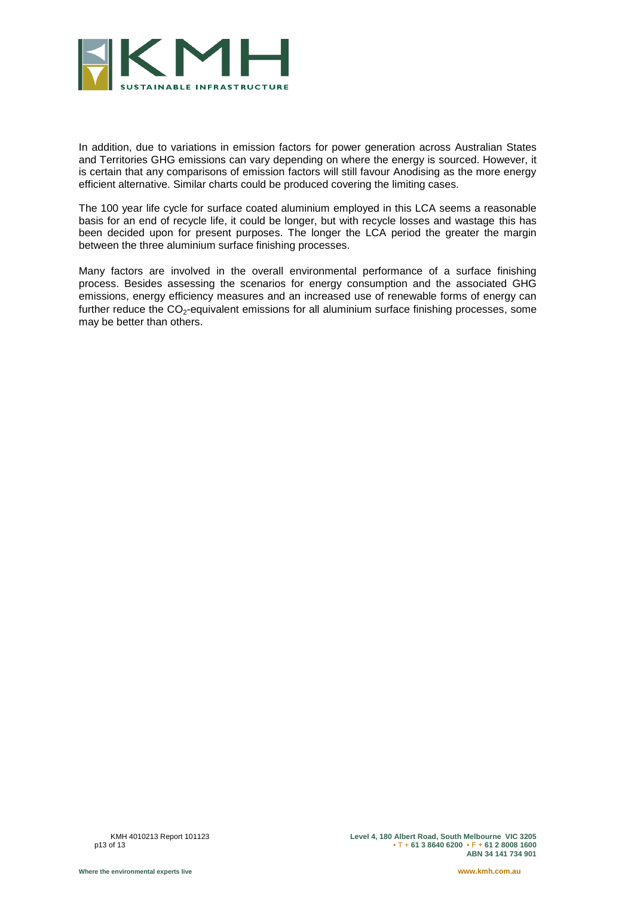In addition, due to variations in emission factors for power generation across Australian States and Territories GHG emissions can vary depending on where the energy is sourced. However, it is certain that any comparisons of emission factors will still favour Anodising as the more energy efficient alternative. Similar charts could be produced covering the limiting cases.

The 100 year life cycle for surface coated aluminium employed in this LCA seems a reasonable basis for an end of recycle life, it could be longer, but with recycle losses and wastage this has been decided upon for present purposes. The longer the LCA period the greater the margin between the three aluminium surface finishing processes.

Many factors are involved in the overall environmental performance of a surface finishing process. Besides assessing the scenarios for energy consumption and the associated GHG emissions, energy efficiency measures and an increased use of renewable forms of energy can further reduce the $CO_2$-equivalent emissions for all aluminium surface finishing processes, some may be better than others.